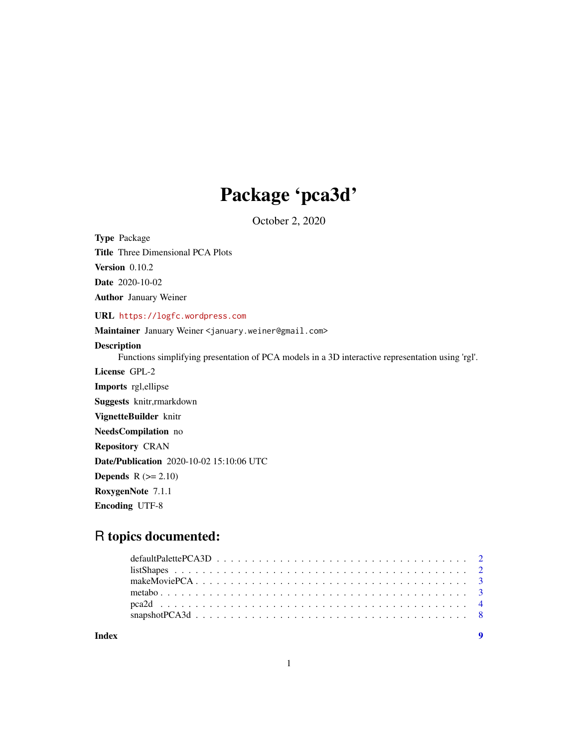# Package 'pca3d'

October 2, 2020

**Type** Package

**Title** Three Dimensional PCA Plots

**Version** 0.10.2

**Date** 2020-10-02

**Author** January Weiner

**URL** https://logfc.wordpress.com

**Maintainer** January Weiner <january.weiner@gmail.com>

**Description**
Functions simplifying presentation of PCA models in a 3D interactive representation using 'rgl'.

**License** GPL-2

**Imports** rgl,ellipse

**Suggests** knitr,rmarkdown

**VignetteBuilder** knitr

**NeedsCompilation** no

**Repository** CRAN

**Date/Publication** 2020-10-02 15:10:06 UTC

**Depends** R (>= 2.10)

**RoxygenNote** 7.1.1

**Encoding** UTF-8

## R topics documented:

- defaultPalettePCA3D . . . . . . . . . . . . . . . . . . . . . . . . . . . . . . . . . . . 2
- listShapes . . . . . . . . . . . . . . . . . . . . . . . . . . . . . . . . . . . . . . . . 2
- makeMoviePCA . . . . . . . . . . . . . . . . . . . . . . . . . . . . . . . . . . . . . . 3
- metabo . . . . . . . . . . . . . . . . . . . . . . . . . . . . . . . . . . . . . . . . . . 3
- pca2d . . . . . . . . . . . . . . . . . . . . . . . . . . . . . . . . . . . . . . . . . . . 4
- snapshotPCA3d . . . . . . . . . . . . . . . . . . . . . . . . . . . . . . . . . . . . . . 8

**Index** 9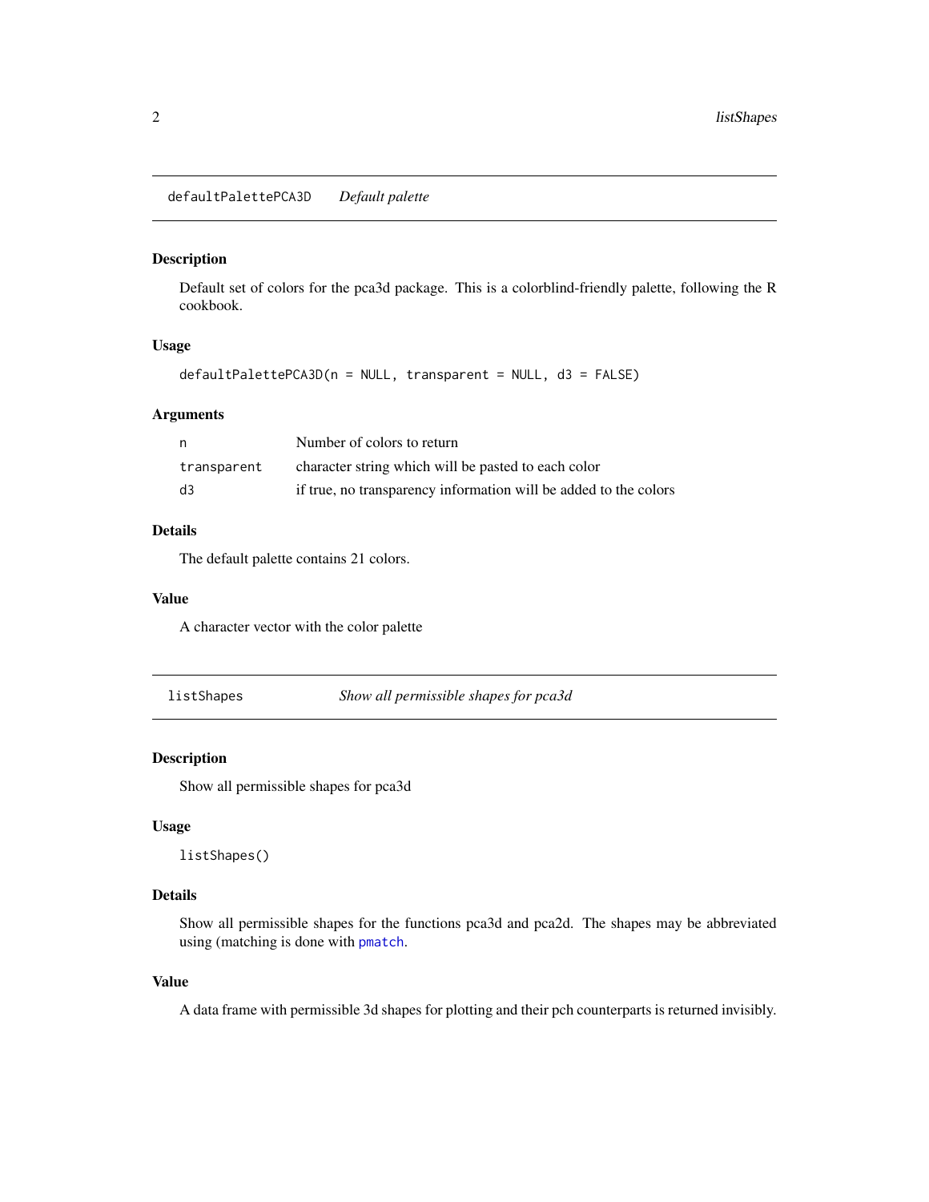## defaultPalettePCA3D *Default palette*

### Description

Default set of colors for the pca3d package. This is a colorblind-friendly palette, following the R cookbook.

### Usage

```
defaultPalettePCA3D(n = NULL, transparent = NULL, d3 = FALSE)
```

### Arguments

| | |
|---|---|
| `n` | Number of colors to return |
| `transparent` | character string which will be pasted to each color |
| `d3` | if true, no transparency information will be added to the colors |

### Details

The default palette contains 21 colors.

### Value

A character vector with the color palette

## listShapes *Show all permissible shapes for pca3d*

### Description

Show all permissible shapes for pca3d

### Usage

```
listShapes()
```

### Details

Show all permissible shapes for the functions pca3d and pca2d. The shapes may be abbreviated using (matching is done with `pmatch`.

### Value

A data frame with permissible 3d shapes for plotting and their pch counterparts is returned invisibly.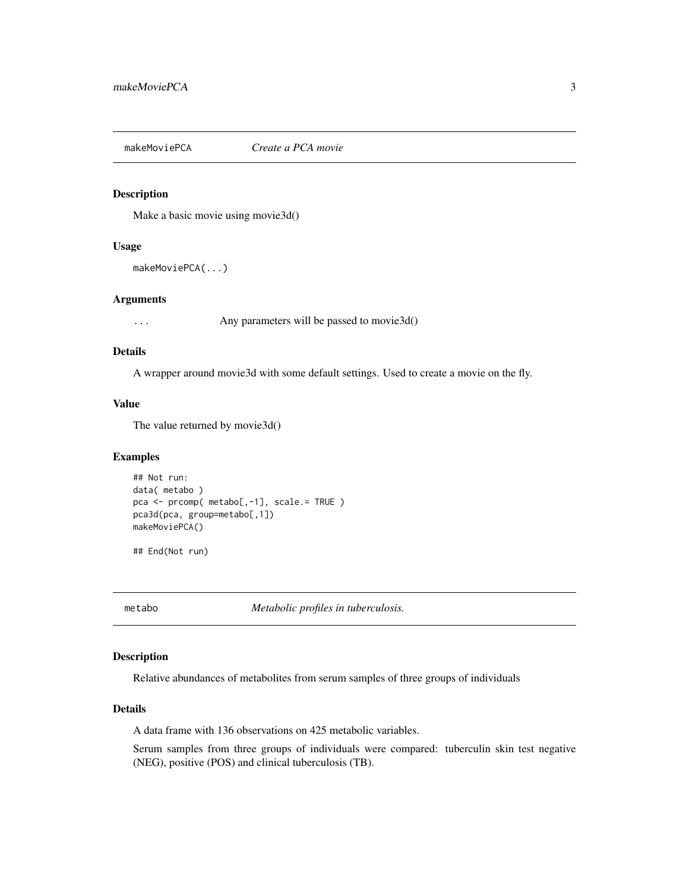## makeMoviePCA — *Create a PCA movie*

### Description

Make a basic movie using movie3d()

### Usage

```
makeMoviePCA(...)
```

### Arguments

| | |
|---|---|
| ... | Any parameters will be passed to movie3d() |

### Details

A wrapper around movie3d with some default settings. Used to create a movie on the fly.

### Value

The value returned by movie3d()

### Examples

```
## Not run:
data( metabo )
pca <- prcomp( metabo[,-1], scale.= TRUE )
pca3d(pca, group=metabo[,1])
makeMoviePCA()

## End(Not run)
```

## metabo — *Metabolic profiles in tuberculosis.*

### Description

Relative abundances of metabolites from serum samples of three groups of individuals

### Details

A data frame with 136 observations on 425 metabolic variables.

Serum samples from three groups of individuals were compared: tuberculin skin test negative (NEG), positive (POS) and clinical tuberculosis (TB).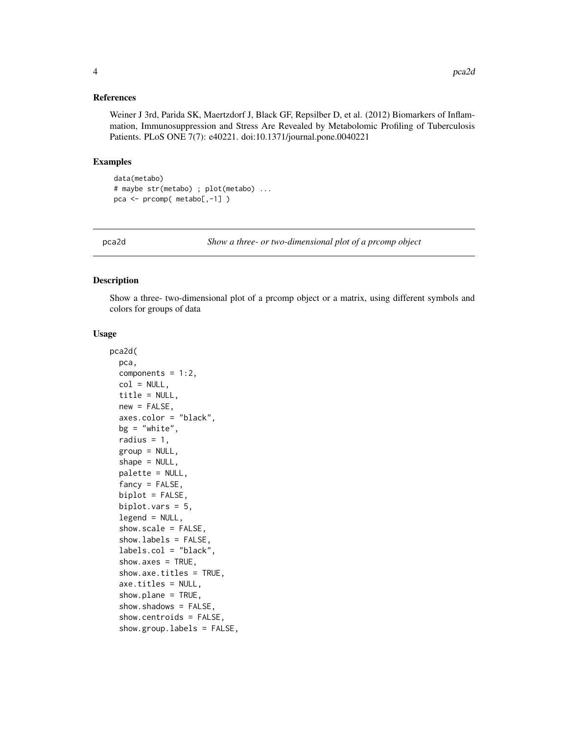### References

Weiner J 3rd, Parida SK, Maertzdorf J, Black GF, Repsilber D, et al. (2012) Biomarkers of Inflammation, Immunosuppression and Stress Are Revealed by Metabolomic Profiling of Tuberculosis Patients. PLoS ONE 7(7): e40221. doi:10.1371/journal.pone.0040221

### Examples

```
data(metabo)
# maybe str(metabo) ; plot(metabo) ...
pca <- prcomp( metabo[,-1] )
```

---

## pca2d — *Show a three- or two-dimensional plot of a prcomp object*

---

### Description

Show a three- two-dimensional plot of a prcomp object or a matrix, using different symbols and colors for groups of data

### Usage

```
pca2d(
  pca,
  components = 1:2,
  col = NULL,
  title = NULL,
  new = FALSE,
  axes.color = "black",
  bg = "white",
  radius = 1,
  group = NULL,
  shape = NULL,
  palette = NULL,
  fancy = FALSE,
  biplot = FALSE,
  biplot.vars = 5,
  legend = NULL,
  show.scale = FALSE,
  show.labels = FALSE,
  labels.col = "black",
  show.axes = TRUE,
  show.axe.titles = TRUE,
  axe.titles = NULL,
  show.plane = TRUE,
  show.shadows = FALSE,
  show.centroids = FALSE,
  show.group.labels = FALSE,
```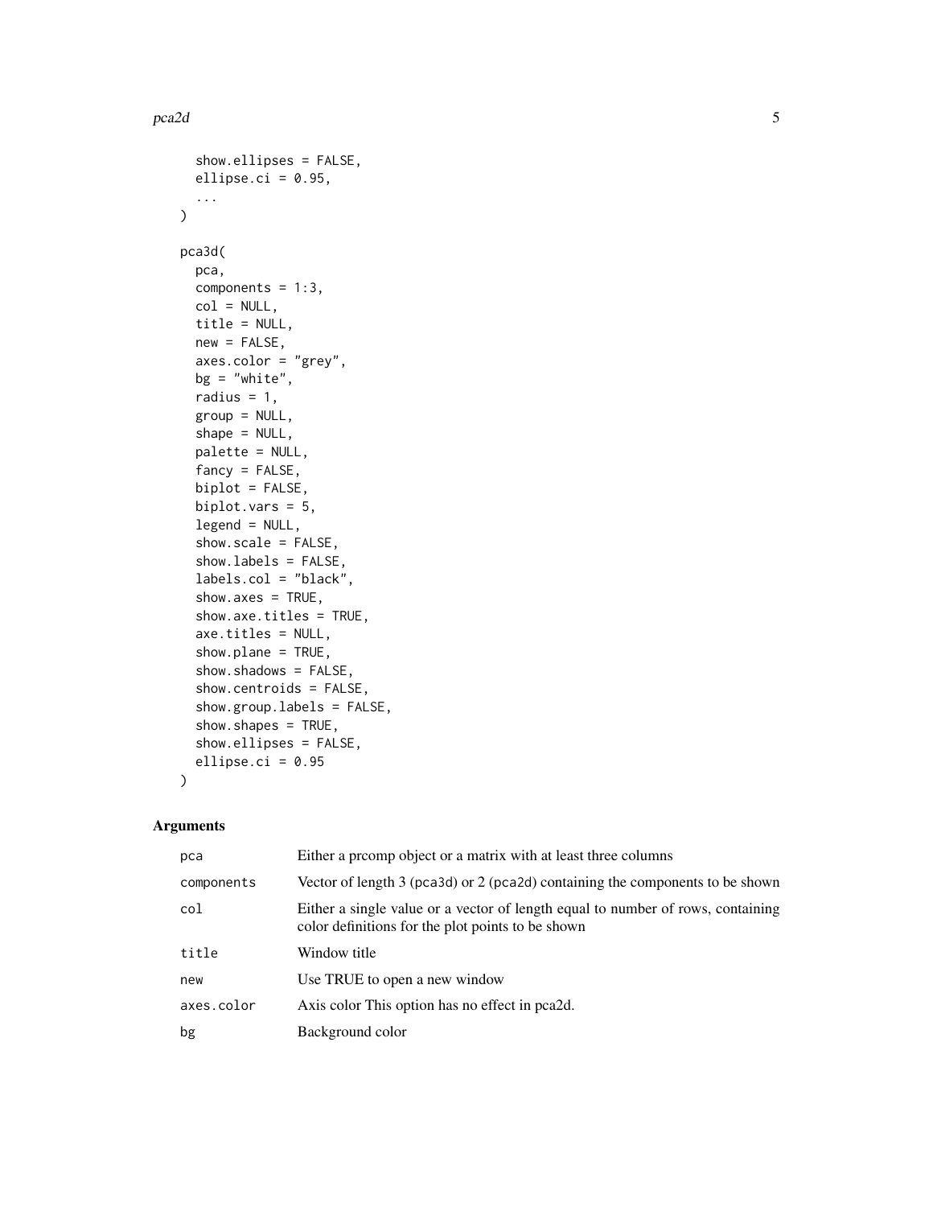```
  show.ellipses = FALSE,
  ellipse.ci = 0.95,
  ...
)

pca3d(
  pca,
  components = 1:3,
  col = NULL,
  title = NULL,
  new = FALSE,
  axes.color = "grey",
  bg = "white",
  radius = 1,
  group = NULL,
  shape = NULL,
  palette = NULL,
  fancy = FALSE,
  biplot = FALSE,
  biplot.vars = 5,
  legend = NULL,
  show.scale = FALSE,
  show.labels = FALSE,
  labels.col = "black",
  show.axes = TRUE,
  show.axe.titles = TRUE,
  axe.titles = NULL,
  show.plane = TRUE,
  show.shadows = FALSE,
  show.centroids = FALSE,
  show.group.labels = FALSE,
  show.shapes = TRUE,
  show.ellipses = FALSE,
  ellipse.ci = 0.95
)
```

## Arguments

| | |
|---|---|
| `pca` | Either a prcomp object or a matrix with at least three columns |
| `components` | Vector of length 3 (`pca3d`) or 2 (`pca2d`) containing the components to be shown |
| `col` | Either a single value or a vector of length equal to number of rows, containing color definitions for the plot points to be shown |
| `title` | Window title |
| `new` | Use TRUE to open a new window |
| `axes.color` | Axis color This option has no effect in pca2d. |
| `bg` | Background color |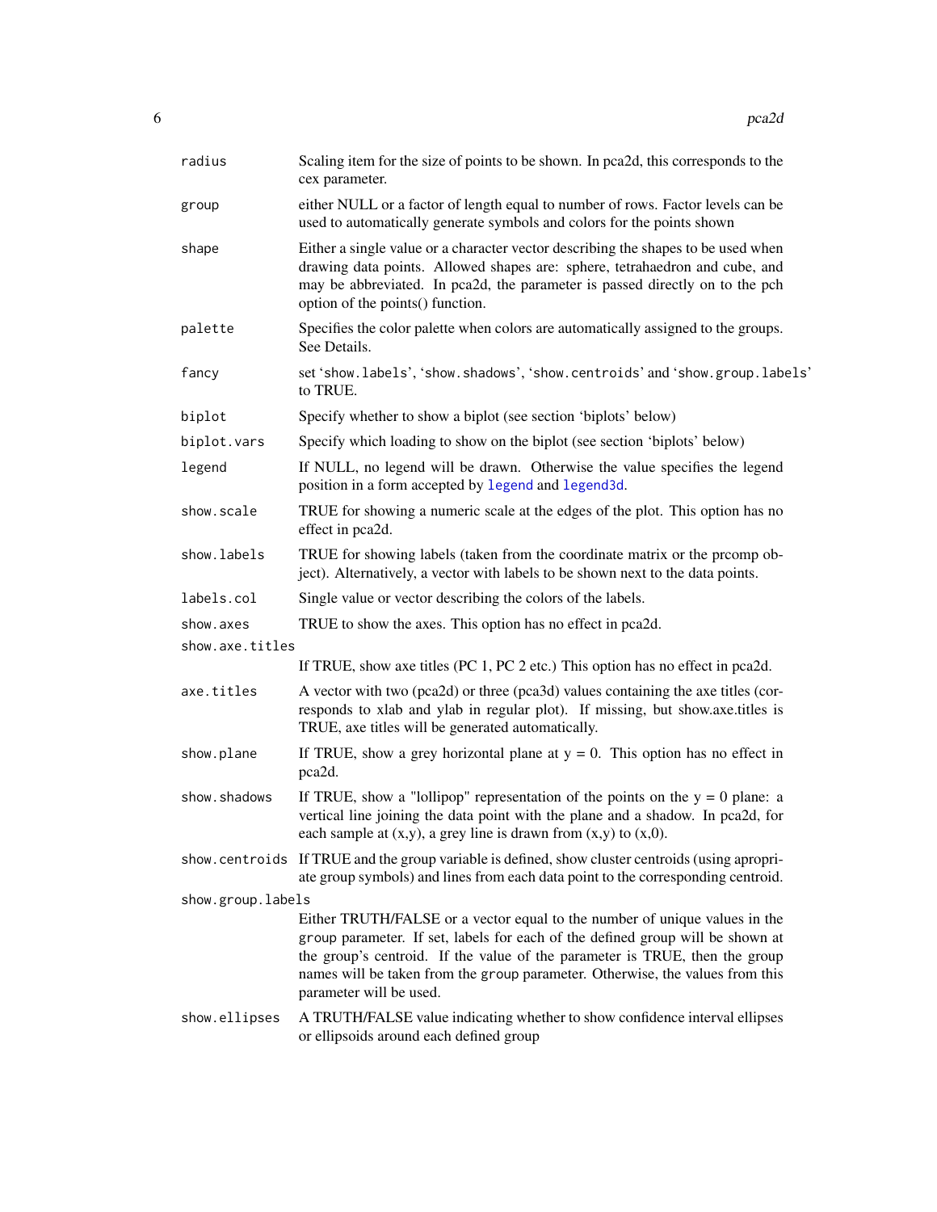| | |
|---|---|
| `radius` | Scaling item for the size of points to be shown. In pca2d, this corresponds to the cex parameter. |
| `group` | either NULL or a factor of length equal to number of rows. Factor levels can be used to automatically generate symbols and colors for the points shown |
| `shape` | Either a single value or a character vector describing the shapes to be used when drawing data points. Allowed shapes are: sphere, tetrahaedron and cube, and may be abbreviated. In pca2d, the parameter is passed directly on to the pch option of the points() function. |
| `palette` | Specifies the color palette when colors are automatically assigned to the groups. See Details. |
| `fancy` | set '`show.labels`', '`show.shadows`', '`show.centroids`' and '`show.group.labels`' to TRUE. |
| `biplot` | Specify whether to show a biplot (see section 'biplots' below) |
| `biplot.vars` | Specify which loading to show on the biplot (see section 'biplots' below) |
| `legend` | If NULL, no legend will be drawn. Otherwise the value specifies the legend position in a form accepted by `legend` and `legend3d`. |
| `show.scale` | TRUE for showing a numeric scale at the edges of the plot. This option has no effect in pca2d. |
| `show.labels` | TRUE for showing labels (taken from the coordinate matrix or the prcomp object). Alternatively, a vector with labels to be shown next to the data points. |
| `labels.col` | Single value or vector describing the colors of the labels. |
| `show.axes` | TRUE to show the axes. This option has no effect in pca2d. |
| `show.axe.titles` | If TRUE, show axe titles (PC 1, PC 2 etc.) This option has no effect in pca2d. |
| `axe.titles` | A vector with two (pca2d) or three (pca3d) values containing the axe titles (corresponds to xlab and ylab in regular plot). If missing, but show.axe.titles is TRUE, axe titles will be generated automatically. |
| `show.plane` | If TRUE, show a grey horizontal plane at y = 0. This option has no effect in pca2d. |
| `show.shadows` | If TRUE, show a "lollipop" representation of the points on the y = 0 plane: a vertical line joining the data point with the plane and a shadow. In pca2d, for each sample at (x,y), a grey line is drawn from (x,y) to (x,0). |
| `show.centroids` | If TRUE and the group variable is defined, show cluster centroids (using apropriate group symbols) and lines from each data point to the corresponding centroid. |
| `show.group.labels` | Either TRUTH/FALSE or a vector equal to the number of unique values in the `group` parameter. If set, labels for each of the defined group will be shown at the group's centroid. If the value of the parameter is TRUE, then the group names will be taken from the `group` parameter. Otherwise, the values from this parameter will be used. |
| `show.ellipses` | A TRUTH/FALSE value indicating whether to show confidence interval ellipses or ellipsoids around each defined group |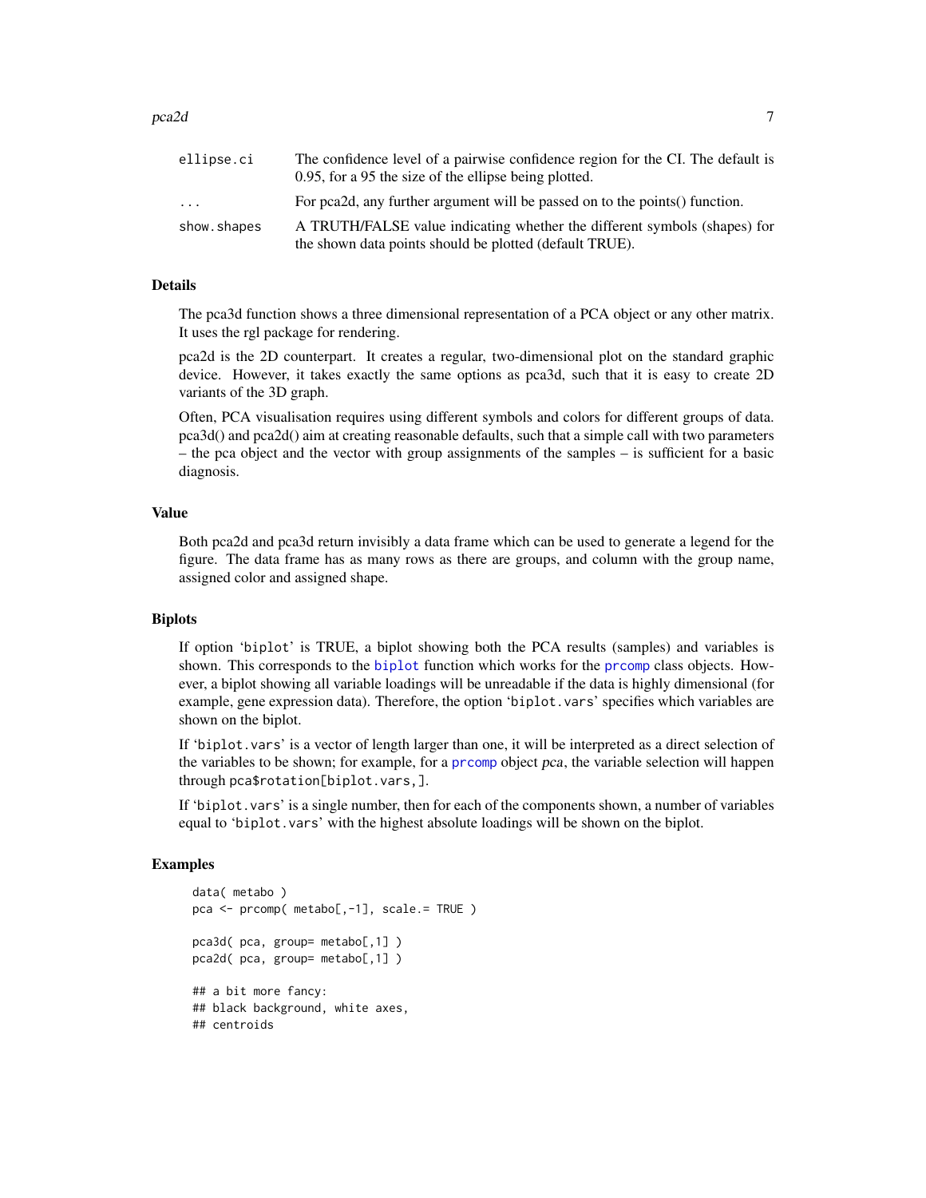| | |
|---|---|
| `ellipse.ci` | The confidence level of a pairwise confidence region for the CI. The default is 0.95, for a 95 the size of the ellipse being plotted. |
| `...` | For pca2d, any further argument will be passed on to the points() function. |
| `show.shapes` | A TRUTH/FALSE value indicating whether the different symbols (shapes) for the shown data points should be plotted (default TRUE). |

## Details

The pca3d function shows a three dimensional representation of a PCA object or any other matrix. It uses the rgl package for rendering.

pca2d is the 2D counterpart. It creates a regular, two-dimensional plot on the standard graphic device. However, it takes exactly the same options as pca3d, such that it is easy to create 2D variants of the 3D graph.

Often, PCA visualisation requires using different symbols and colors for different groups of data. pca3d() and pca2d() aim at creating reasonable defaults, such that a simple call with two parameters – the pca object and the vector with group assignments of the samples – is sufficient for a basic diagnosis.

## Value

Both pca2d and pca3d return invisibly a data frame which can be used to generate a legend for the figure. The data frame has as many rows as there are groups, and column with the group name, assigned color and assigned shape.

## Biplots

If option 'biplot' is TRUE, a biplot showing both the PCA results (samples) and variables is shown. This corresponds to the `biplot` function which works for the `prcomp` class objects. However, a biplot showing all variable loadings will be unreadable if the data is highly dimensional (for example, gene expression data). Therefore, the option '`biplot.vars`' specifies which variables are shown on the biplot.

If '`biplot.vars`' is a vector of length larger than one, it will be interpreted as a direct selection of the variables to be shown; for example, for a `prcomp` object *pca*, the variable selection will happen through `pca$rotation[biplot.vars,]`.

If '`biplot.vars`' is a single number, then for each of the components shown, a number of variables equal to '`biplot.vars`' with the highest absolute loadings will be shown on the biplot.

## Examples

```
data( metabo )
pca <- prcomp( metabo[,-1], scale.= TRUE )

pca3d( pca, group= metabo[,1] )
pca2d( pca, group= metabo[,1] )

## a bit more fancy:
## black background, white axes,
## centroids
```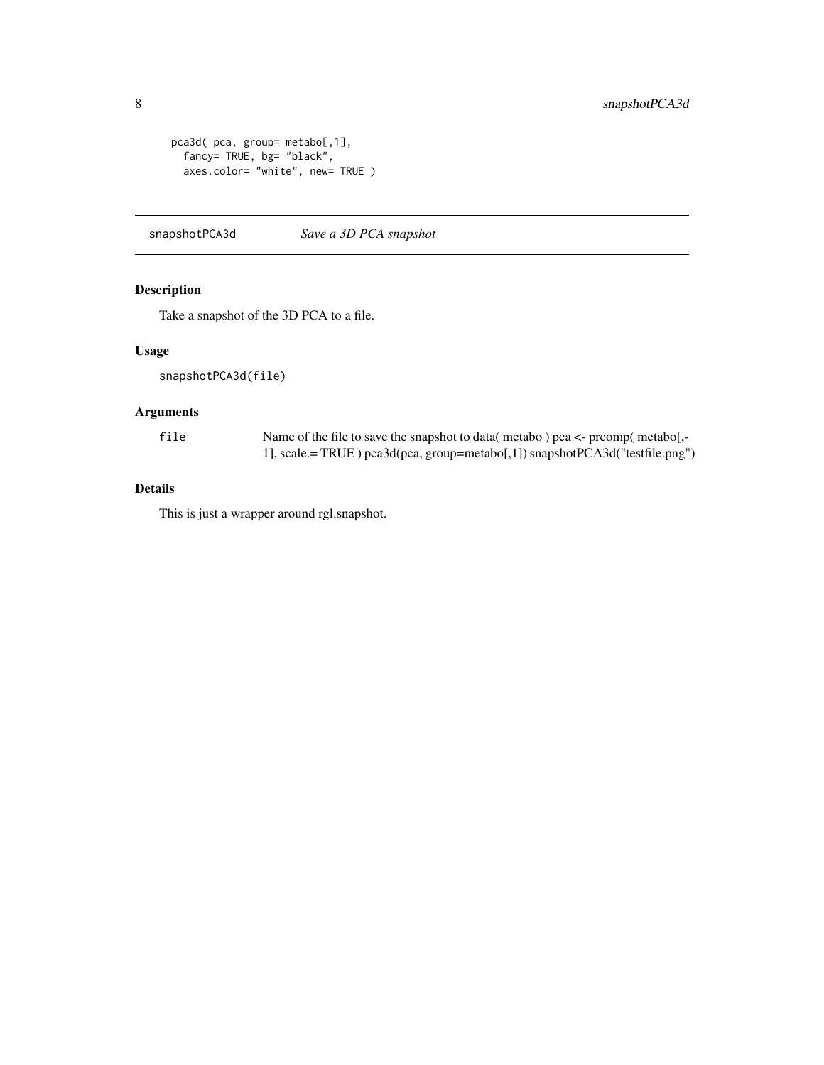```
pca3d( pca, group= metabo[,1],
  fancy= TRUE, bg= "black",
  axes.color= "white", new= TRUE )
```

---

## snapshotPCA3d — *Save a 3D PCA snapshot*

### Description

Take a snapshot of the 3D PCA to a file.

### Usage

```
snapshotPCA3d(file)
```

### Arguments

| | |
|---|---|
| `file` | Name of the file to save the snapshot to data( metabo ) pca <- prcomp( metabo[,-1], scale.= TRUE ) pca3d(pca, group=metabo[,1]) snapshotPCA3d("testfile.png") |

### Details

This is just a wrapper around rgl.snapshot.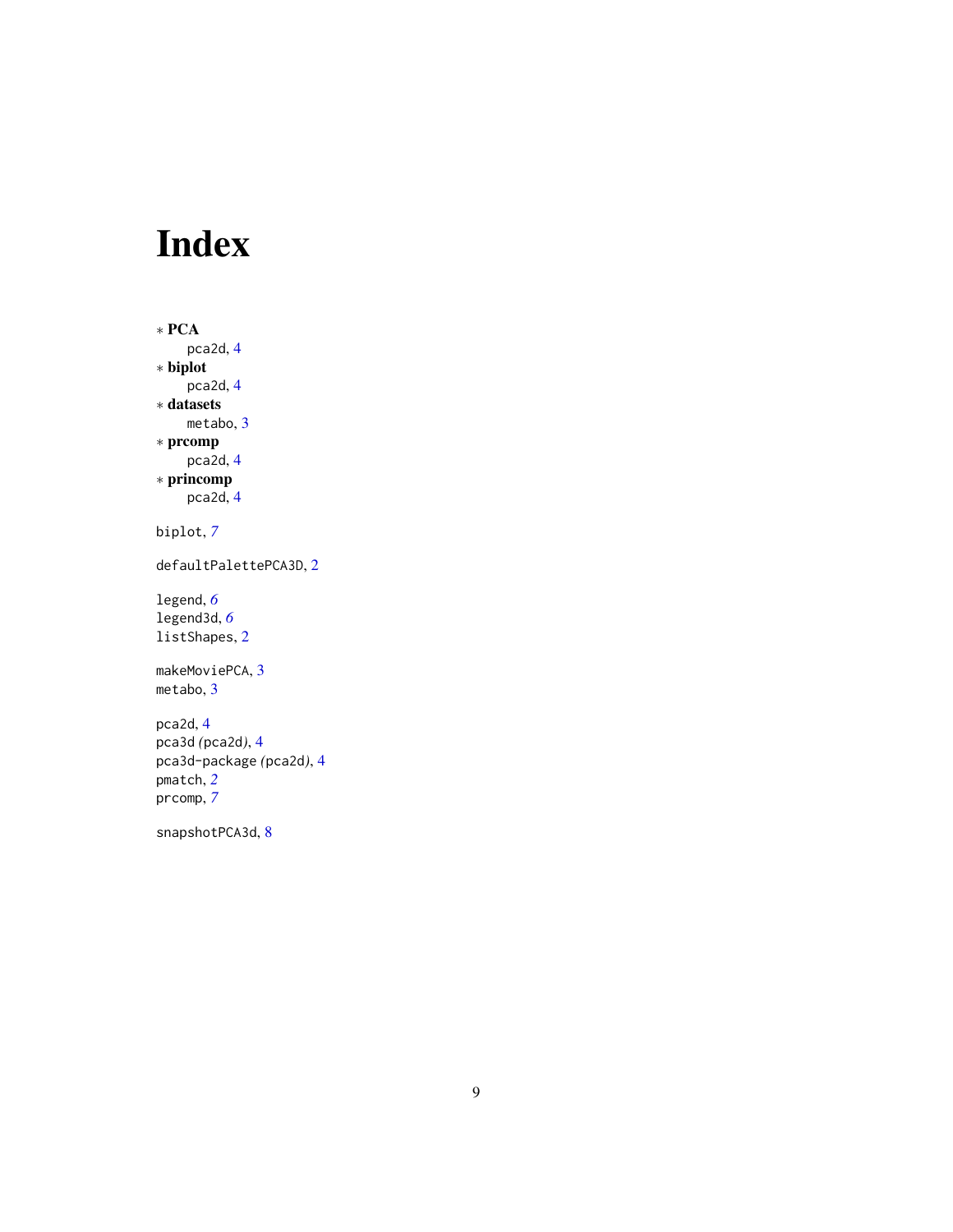# Index

∗ **PCA**
  pca2d, 4

∗ **biplot**
  pca2d, 4

∗ **datasets**
  metabo, 3

∗ **prcomp**
  pca2d, 4

∗ **princomp**
  pca2d, 4

biplot, *7*

defaultPalettePCA3D, 2

legend, *6*
legend3d, *6*
listShapes, 2

makeMoviePCA, 3
metabo, 3

pca2d, 4
pca3d *(*pca2d*)*, 4
pca3d-package *(*pca2d*)*, 4
pmatch, *2*
prcomp, *7*

snapshotPCA3d, 8